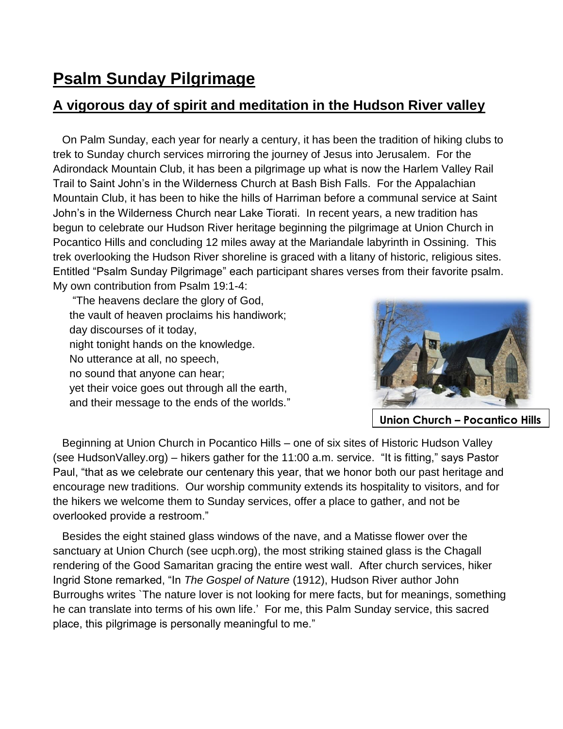# Psalm Sunday Pilgrimage

## A vigorous day of spirit and meditation in the Hudson River valley

On Palm Sunday, each year for nearly a century, it has been the tradition of hiking clubs to trek to Sunday church services mirroring the journey of Jesus into Jerusalem. For the Adirondack Mountain Club, it has been a pilgrimage up what is now the Harlem Valley Rail Trail to Saint John's in the Wilderness Church at Bash Bish Falls. For the Appalachian Mountain Club, it has been to hike the hills of Harriman before a communal service at Saint John's in the Wilderness Church near Lake Tiorati. In recent years, a new tradition has begun to celebrate our Hudson River heritage beginning the pilgrimage at Union Church in Pocantico Hills and concluding 12 miles away at the Mariandale labyrinth in Ossining. This trek overlooking the Hudson River shoreline is graced with a litany of historic, religious sites. Entitled "Psalm Sunday Pilgrimage" each participant shares verses from their favorite psalm. My own contribution from Psalm 19:1-4:

"The heavens declare the glory of God,  
the vault of heaven proclaims his handiwork;  
day discourses of it today,  
night tonight hands on the knowledge.  
No utterance at all, no speech,  
no sound that anyone can hear;  
yet their voice goes out through all the earth,  
and their message to the ends of the worlds."

**Union Church – Pocantico Hills**

Beginning at Union Church in Pocantico Hills – one of six sites of Historic Hudson Valley (see HudsonValley.org) – hikers gather for the 11:00 a.m. service. "It is fitting," says Pastor Paul, "that as we celebrate our centenary this year, that we honor both our past heritage and encourage new traditions. Our worship community extends its hospitality to visitors, and for the hikers we welcome them to Sunday services, offer a place to gather, and not be overlooked provide a restroom."

Besides the eight stained glass windows of the nave, and a Matisse flower over the sanctuary at Union Church (see ucph.org), the most striking stained glass is the Chagall rendering of the Good Samaritan gracing the entire west wall. After church services, hiker Ingrid Stone remarked, "In *The Gospel of Nature* (1912), Hudson River author John Burroughs writes `The nature lover is not looking for mere facts, but for meanings, something he can translate into terms of his own life.' For me, this Palm Sunday service, this sacred place, this pilgrimage is personally meaningful to me."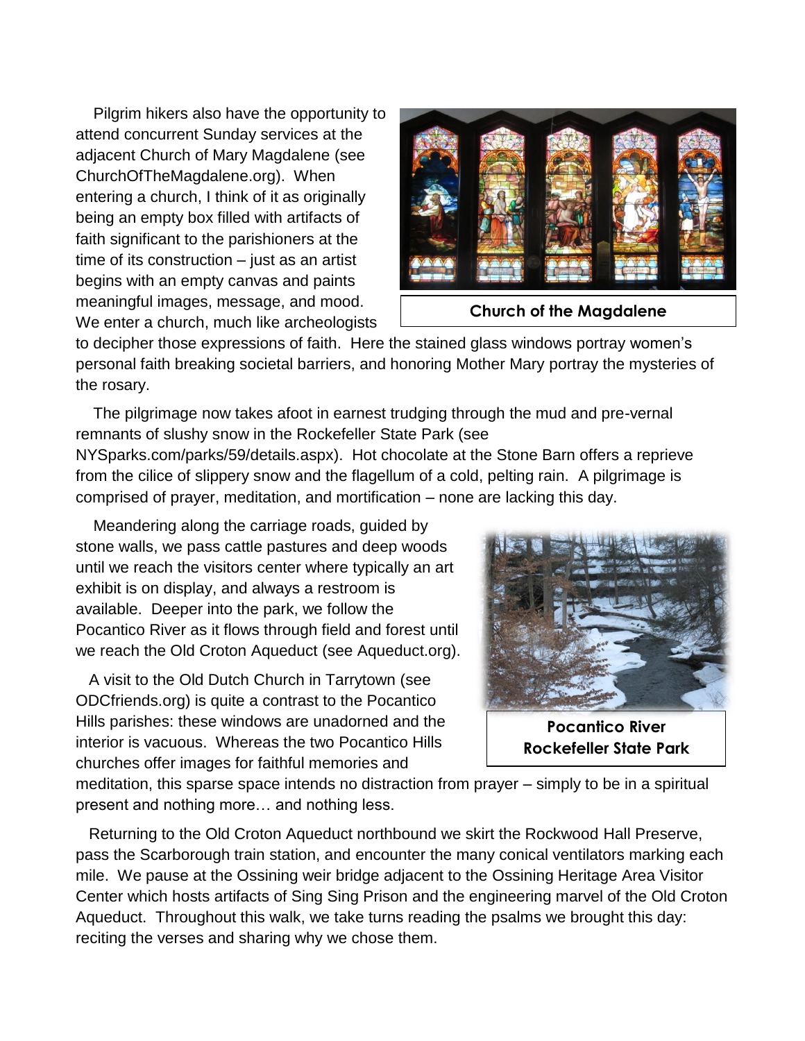Pilgrim hikers also have the opportunity to attend concurrent Sunday services at the adjacent Church of Mary Magdalene (see ChurchOfTheMagdalene.org). When entering a church, I think of it as originally being an empty box filled with artifacts of faith significant to the parishioners at the time of its construction – just as an artist begins with an empty canvas and paints meaningful images, message, and mood. We enter a church, much like archeologists to decipher those expressions of faith. Here the stained glass windows portray women's personal faith breaking societal barriers, and honoring Mother Mary portray the mysteries of the rosary.

**Church of the Magdalene**

The pilgrimage now takes afoot in earnest trudging through the mud and pre-vernal remnants of slushy snow in the Rockefeller State Park (see NYSparks.com/parks/59/details.aspx). Hot chocolate at the Stone Barn offers a reprieve from the cilice of slippery snow and the flagellum of a cold, pelting rain. A pilgrimage is comprised of prayer, meditation, and mortification – none are lacking this day.

Meandering along the carriage roads, guided by stone walls, we pass cattle pastures and deep woods until we reach the visitors center where typically an art exhibit is on display, and always a restroom is available. Deeper into the park, we follow the Pocantico River as it flows through field and forest until we reach the Old Croton Aqueduct (see Aqueduct.org).

A visit to the Old Dutch Church in Tarrytown (see ODCfriends.org) is quite a contrast to the Pocantico Hills parishes: these windows are unadorned and the interior is vacuous. Whereas the two Pocantico Hills churches offer images for faithful memories and meditation, this sparse space intends no distraction from prayer – simply to be in a spiritual present and nothing more… and nothing less.

**Pocantico River**
**Rockefeller State Park**

Returning to the Old Croton Aqueduct northbound we skirt the Rockwood Hall Preserve, pass the Scarborough train station, and encounter the many conical ventilators marking each mile. We pause at the Ossining weir bridge adjacent to the Ossining Heritage Area Visitor Center which hosts artifacts of Sing Sing Prison and the engineering marvel of the Old Croton Aqueduct. Throughout this walk, we take turns reading the psalms we brought this day: reciting the verses and sharing why we chose them.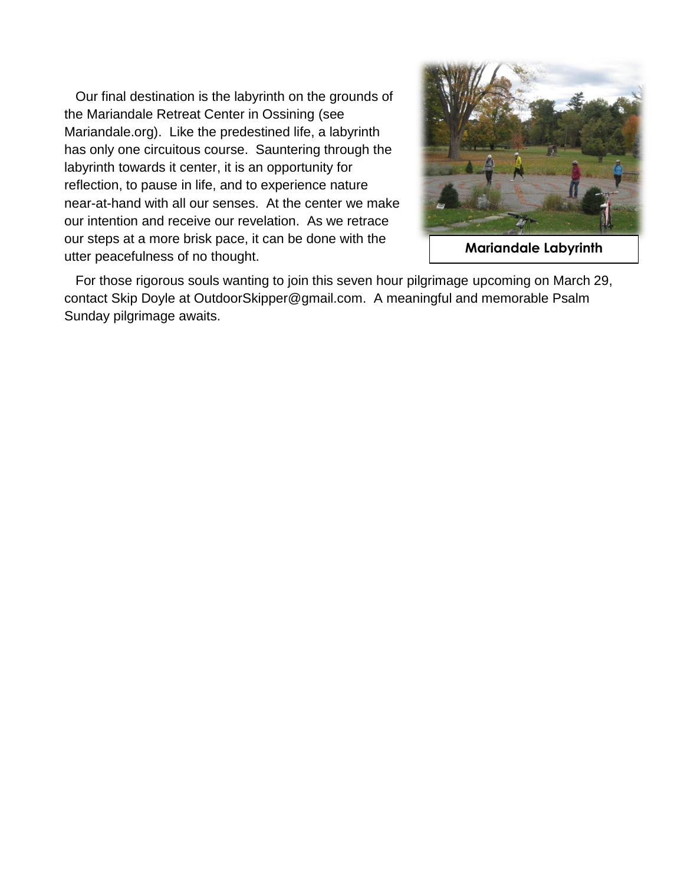Our final destination is the labyrinth on the grounds of the Mariandale Retreat Center in Ossining (see Mariandale.org). Like the predestined life, a labyrinth has only one circuitous course. Sauntering through the labyrinth towards it center, it is an opportunity for reflection, to pause in life, and to experience nature near-at-hand with all our senses. At the center we make our intention and receive our revelation. As we retrace our steps at a more brisk pace, it can be done with the utter peacefulness of no thought.

**Mariandale Labyrinth**

For those rigorous souls wanting to join this seven hour pilgrimage upcoming on March 29, contact Skip Doyle at OutdoorSkipper@gmail.com. A meaningful and memorable Psalm Sunday pilgrimage awaits.